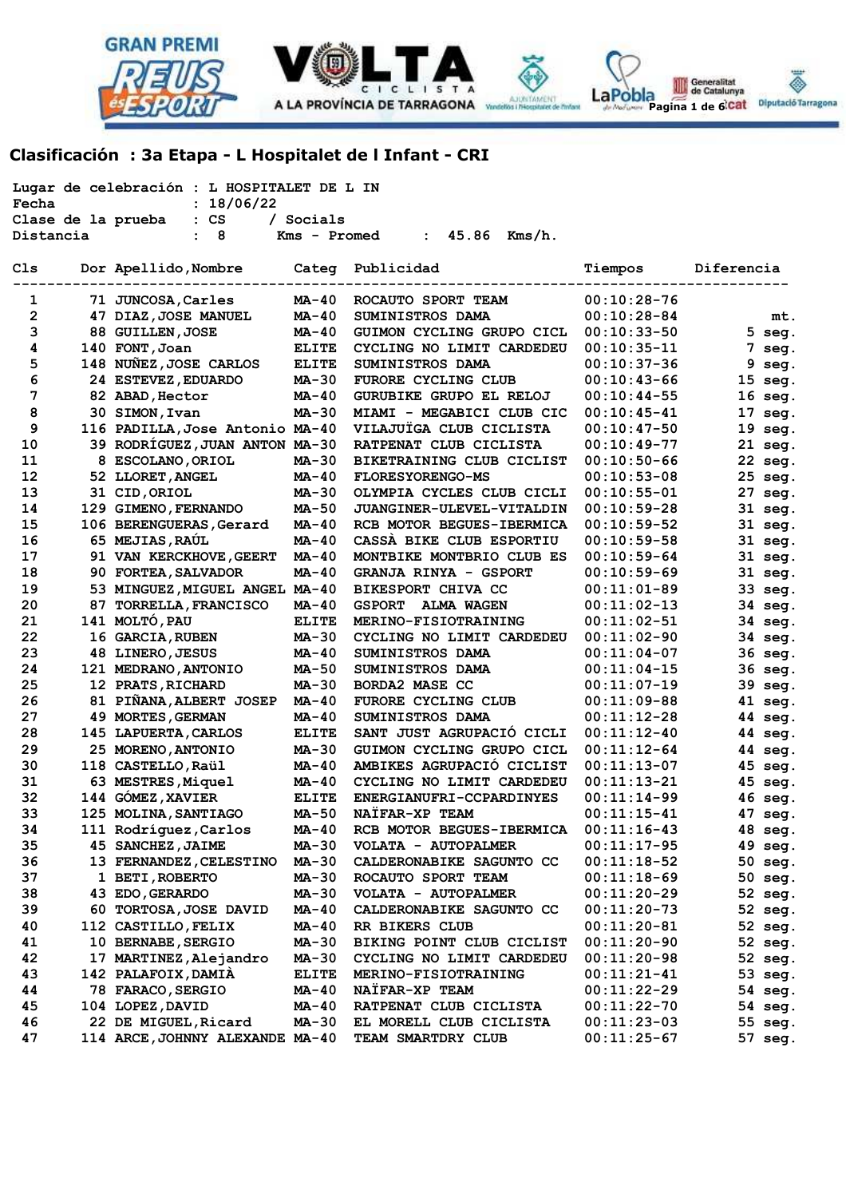## Clasificación : 3a Etapa - L Hospitalet de l Infant - CRI

Lugar de celebración : L HOSPITALET DE L IN
Fecha : 18/06/22
Clase de la prueba : CS / Socials
Distancia : 8 Kms - Promed : 45.86 Kms/h.

| Cls | Dor | Apellido,Nombre | Categ | Publicidad | Tiempos | Diferencia |
|---|---|---|---|---|---|---|
| 1 | 71 | JUNCOSA,Carles | MA-40 | ROCAUTO SPORT TEAM | 00:10:28-76 | |
| 2 | 47 | DIAZ,JOSE MANUEL | MA-40 | SUMINISTROS DAMA | 00:10:28-84 | mt. |
| 3 | 88 | GUILLEN,JOSE | MA-40 | GUIMON CYCLING GRUPO CICL | 00:10:33-50 | 5 seg. |
| 4 | 140 | FONT,Joan | ELITE | CYCLING NO LIMIT CARDEDEU | 00:10:35-11 | 7 seg. |
| 5 | 148 | NUÑEZ,JOSE CARLOS | ELITE | SUMINISTROS DAMA | 00:10:37-36 | 9 seg. |
| 6 | 24 | ESTEVEZ,EDUARDO | MA-30 | FURORE CYCLING CLUB | 00:10:43-66 | 15 seg. |
| 7 | 82 | ABAD,Hector | MA-40 | GURUBIKE GRUPO EL RELOJ | 00:10:44-55 | 16 seg. |
| 8 | 30 | SIMON,Ivan | MA-30 | MIAMI - MEGABICI CLUB CIC | 00:10:45-41 | 17 seg. |
| 9 | 116 | PADILLA,Jose Antonio | MA-40 | VILAJUÏGA CLUB CICLISTA | 00:10:47-50 | 19 seg. |
| 10 | 39 | RODRÍGUEZ,JUAN ANTON | MA-30 | RATPENAT CLUB CICLISTA | 00:10:49-77 | 21 seg. |
| 11 | 8 | ESCOLANO,ORIOL | MA-30 | BIKETRAINING CLUB CICLIST | 00:10:50-66 | 22 seg. |
| 12 | 52 | LLORET,ANGEL | MA-40 | FLORESYORENGO-MS | 00:10:53-08 | 25 seg. |
| 13 | 31 | CID,ORIOL | MA-30 | OLYMPIA CYCLES CLUB CICLI | 00:10:55-01 | 27 seg. |
| 14 | 129 | GIMENO,FERNANDO | MA-50 | JUANGINER-ULEVEL-VITALDIN | 00:10:59-28 | 31 seg. |
| 15 | 106 | BERENGUERAS,Gerard | MA-40 | RCB MOTOR BEGUES-IBERMICA | 00:10:59-52 | 31 seg. |
| 16 | 65 | MEJIAS,RAÚL | MA-40 | CASSÀ BIKE CLUB ESPORTIU | 00:10:59-58 | 31 seg. |
| 17 | 91 | VAN KERCKHOVE,GEERT | MA-40 | MONTBIKE MONTBRIO CLUB ES | 00:10:59-64 | 31 seg. |
| 18 | 90 | FORTEA,SALVADOR | MA-40 | GRANJA RINYA - GSPORT | 00:10:59-69 | 31 seg. |
| 19 | 53 | MINGUEZ,MIGUEL ANGEL | MA-40 | BIKESPORT CHIVA CC | 00:11:01-89 | 33 seg. |
| 20 | 87 | TORRELLA,FRANCISCO | MA-40 | GSPORT ALMA WAGEN | 00:11:02-13 | 34 seg. |
| 21 | 141 | MOLTÓ,PAU | ELITE | MERINO-FISIOTRAINING | 00:11:02-51 | 34 seg. |
| 22 | 16 | GARCIA,RUBEN | MA-30 | CYCLING NO LIMIT CARDEDEU | 00:11:02-90 | 34 seg. |
| 23 | 48 | LINERO,JESUS | MA-40 | SUMINISTROS DAMA | 00:11:04-07 | 36 seg. |
| 24 | 121 | MEDRANO,ANTONIO | MA-50 | SUMINISTROS DAMA | 00:11:04-15 | 36 seg. |
| 25 | 12 | PRATS,RICHARD | MA-30 | BORDA2 MASE CC | 00:11:07-19 | 39 seg. |
| 26 | 81 | PIÑANA,ALBERT JOSEP | MA-40 | FURORE CYCLING CLUB | 00:11:09-88 | 41 seg. |
| 27 | 49 | MORTES,GERMAN | MA-40 | SUMINISTROS DAMA | 00:11:12-28 | 44 seg. |
| 28 | 145 | LAPUERTA,CARLOS | ELITE | SANT JUST AGRUPACIÓ CICLI | 00:11:12-40 | 44 seg. |
| 29 | 25 | MORENO,ANTONIO | MA-30 | GUIMON CYCLING GRUPO CICL | 00:11:12-64 | 44 seg. |
| 30 | 118 | CASTELLO,Raül | MA-40 | AMBIKES AGRUPACIÓ CICLIST | 00:11:13-07 | 45 seg. |
| 31 | 63 | MESTRES,Miquel | MA-40 | CYCLING NO LIMIT CARDEDEU | 00:11:13-21 | 45 seg. |
| 32 | 144 | GÓMEZ,XAVIER | ELITE | ENERGIANUFRI-CCPARDINYES | 00:11:14-99 | 46 seg. |
| 33 | 125 | MOLINA,SANTIAGO | MA-50 | NAÏFAR-XP TEAM | 00:11:15-41 | 47 seg. |
| 34 | 111 | Rodríguez,Carlos | MA-40 | RCB MOTOR BEGUES-IBERMICA | 00:11:16-43 | 48 seg. |
| 35 | 45 | SANCHEZ,JAIME | MA-30 | VOLATA - AUTOPALMER | 00:11:17-95 | 49 seg. |
| 36 | 13 | FERNANDEZ,CELESTINO | MA-30 | CALDERONABIKE SAGUNTO CC | 00:11:18-52 | 50 seg. |
| 37 | 1 | BETI,ROBERTO | MA-30 | ROCAUTO SPORT TEAM | 00:11:18-69 | 50 seg. |
| 38 | 43 | EDO,GERARDO | MA-30 | VOLATA - AUTOPALMER | 00:11:20-29 | 52 seg. |
| 39 | 60 | TORTOSA,JOSE DAVID | MA-40 | CALDERONABIKE SAGUNTO CC | 00:11:20-73 | 52 seg. |
| 40 | 112 | CASTILLO,FELIX | MA-40 | RR BIKERS CLUB | 00:11:20-81 | 52 seg. |
| 41 | 10 | BERNABE,SERGIO | MA-30 | BIKING POINT CLUB CICLIST | 00:11:20-90 | 52 seg. |
| 42 | 17 | MARTINEZ,Alejandro | MA-30 | CYCLING NO LIMIT CARDEDEU | 00:11:20-98 | 52 seg. |
| 43 | 142 | PALAFOIX,DAMIÀ | ELITE | MERINO-FISIOTRAINING | 00:11:21-41 | 53 seg. |
| 44 | 78 | FARACO,SERGIO | MA-40 | NAÏFAR-XP TEAM | 00:11:22-29 | 54 seg. |
| 45 | 104 | LOPEZ,DAVID | MA-40 | RATPENAT CLUB CICLISTA | 00:11:22-70 | 54 seg. |
| 46 | 22 | DE MIGUEL,Ricard | MA-30 | EL MORELL CLUB CICLISTA | 00:11:23-03 | 55 seg. |
| 47 | 114 | ARCE,JOHNNY ALEXANDE | MA-40 | TEAM SMARTDRY CLUB | 00:11:25-67 | 57 seg. |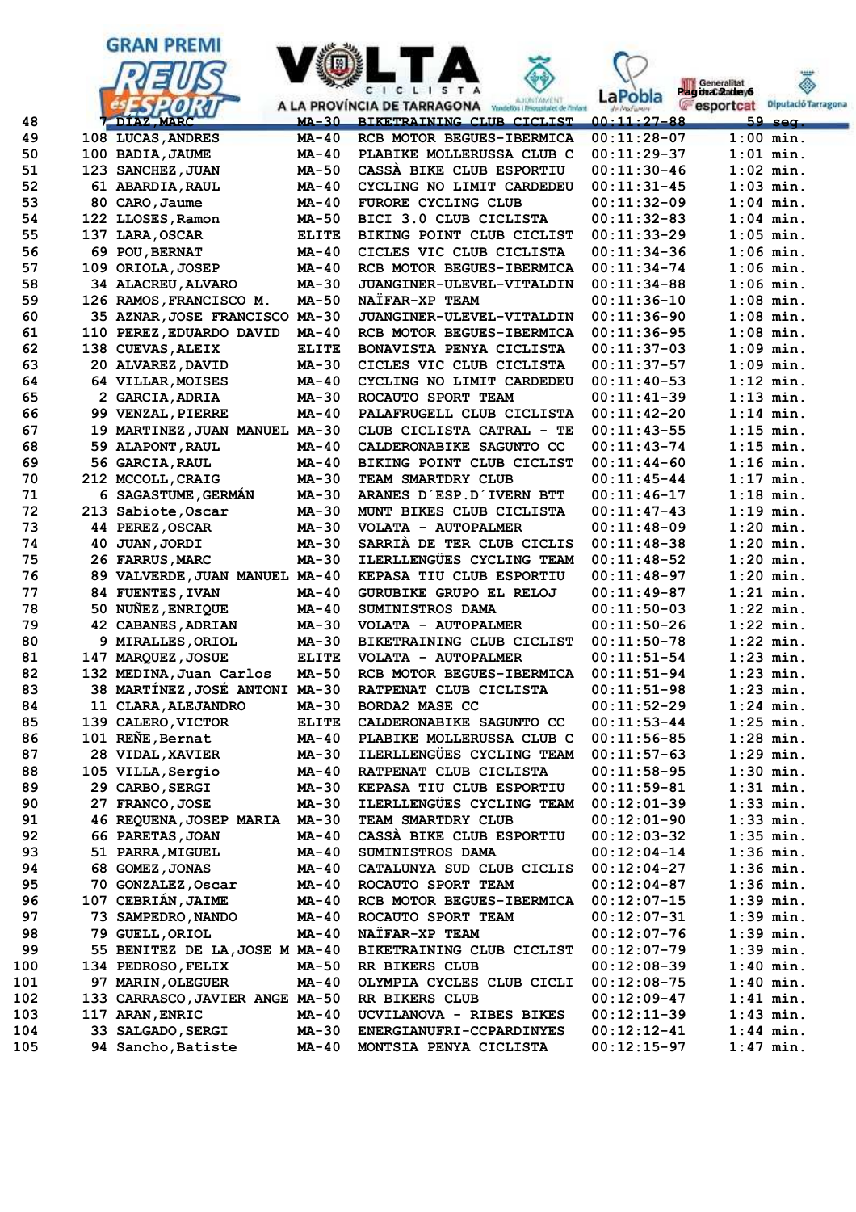| | | | | | | |
|---|---|---|---|---|---|---|
| 48 | 7 | DÍAZ,MARC | MA-30 | BIKETRAINING CLUB CICLIST | 00:11:27-88 | 59 seg. |
| 49 | 108 | LUCAS,ANDRES | MA-40 | RCB MOTOR BEGUES-IBERMICA | 00:11:28-07 | 1:00 min. |
| 50 | 100 | BADIA,JAUME | MA-40 | PLABIKE MOLLERUSSA CLUB C | 00:11:29-37 | 1:01 min. |
| 51 | 123 | SANCHEZ,JUAN | MA-50 | CASSÀ BIKE CLUB ESPORTIU | 00:11:30-46 | 1:02 min. |
| 52 | 61 | ABARDIA,RAUL | MA-40 | CYCLING NO LIMIT CARDEDEU | 00:11:31-45 | 1:03 min. |
| 53 | 80 | CARO,Jaume | MA-40 | FURORE CYCLING CLUB | 00:11:32-09 | 1:04 min. |
| 54 | 122 | LLOSES,Ramon | MA-50 | BICI 3.0 CLUB CICLISTA | 00:11:32-83 | 1:04 min. |
| 55 | 137 | LARA,OSCAR | ELITE | BIKING POINT CLUB CICLIST | 00:11:33-29 | 1:05 min. |
| 56 | 69 | POU,BERNAT | MA-40 | CICLES VIC CLUB CICLISTA | 00:11:34-36 | 1:06 min. |
| 57 | 109 | ORIOLA,JOSEP | MA-40 | RCB MOTOR BEGUES-IBERMICA | 00:11:34-74 | 1:06 min. |
| 58 | 34 | ALACREU,ALVARO | MA-30 | JUANGINER-ULEVEL-VITALDIN | 00:11:34-88 | 1:06 min. |
| 59 | 126 | RAMOS,FRANCISCO M. | MA-50 | NAÏFAR-XP TEAM | 00:11:36-10 | 1:08 min. |
| 60 | 35 | AZNAR,JOSE FRANCISCO | MA-30 | JUANGINER-ULEVEL-VITALDIN | 00:11:36-90 | 1:08 min. |
| 61 | 110 | PEREZ,EDUARDO DAVID | MA-40 | RCB MOTOR BEGUES-IBERMICA | 00:11:36-95 | 1:08 min. |
| 62 | 138 | CUEVAS,ALEIX | ELITE | BONAVISTA PENYA CICLISTA | 00:11:37-03 | 1:09 min. |
| 63 | 20 | ALVAREZ,DAVID | MA-30 | CICLES VIC CLUB CICLISTA | 00:11:37-57 | 1:09 min. |
| 64 | 64 | VILLAR,MOISES | MA-40 | CYCLING NO LIMIT CARDEDEU | 00:11:40-53 | 1:12 min. |
| 65 | 2 | GARCIA,ADRIA | MA-30 | ROCAUTO SPORT TEAM | 00:11:41-39 | 1:13 min. |
| 66 | 99 | VENZAL,PIERRE | MA-40 | PALAFRUGELL CLUB CICLISTA | 00:11:42-20 | 1:14 min. |
| 67 | 19 | MARTINEZ,JUAN MANUEL | MA-30 | CLUB CICLISTA CATRAL - TE | 00:11:43-55 | 1:15 min. |
| 68 | 59 | ALAPONT,RAUL | MA-40 | CALDERONABIKE SAGUNTO CC | 00:11:43-74 | 1:15 min. |
| 69 | 56 | GARCIA,RAUL | MA-40 | BIKING POINT CLUB CICLIST | 00:11:44-60 | 1:16 min. |
| 70 | 212 | MCCOLL,CRAIG | MA-30 | TEAM SMARTDRY CLUB | 00:11:45-44 | 1:17 min. |
| 71 | 6 | SAGASTUME,GERMÁN | MA-30 | ARANES D´ESP.D´IVERN BTT | 00:11:46-17 | 1:18 min. |
| 72 | 213 | Sabiote,Oscar | MA-30 | MUNT BIKES CLUB CICLISTA | 00:11:47-43 | 1:19 min. |
| 73 | 44 | PEREZ,OSCAR | MA-30 | VOLATA - AUTOPALMER | 00:11:48-09 | 1:20 min. |
| 74 | 40 | JUAN,JORDI | MA-30 | SARRIÀ DE TER CLUB CICLIS | 00:11:48-38 | 1:20 min. |
| 75 | 26 | FARRUS,MARC | MA-30 | ILERLLENGÜES CYCLING TEAM | 00:11:48-52 | 1:20 min. |
| 76 | 89 | VALVERDE,JUAN MANUEL | MA-40 | KEPASA TIU CLUB ESPORTIU | 00:11:48-97 | 1:20 min. |
| 77 | 84 | FUENTES,IVAN | MA-40 | GURUBIKE GRUPO EL RELOJ | 00:11:49-87 | 1:21 min. |
| 78 | 50 | NUÑEZ,ENRIQUE | MA-40 | SUMINISTROS DAMA | 00:11:50-03 | 1:22 min. |
| 79 | 42 | CABANES,ADRIAN | MA-30 | VOLATA - AUTOPALMER | 00:11:50-26 | 1:22 min. |
| 80 | 9 | MIRALLES,ORIOL | MA-30 | BIKETRAINING CLUB CICLIST | 00:11:50-78 | 1:22 min. |
| 81 | 147 | MARQUEZ,JOSUE | ELITE | VOLATA - AUTOPALMER | 00:11:51-54 | 1:23 min. |
| 82 | 132 | MEDINA,Juan Carlos | MA-50 | RCB MOTOR BEGUES-IBERMICA | 00:11:51-94 | 1:23 min. |
| 83 | 38 | MARTÍNEZ,JOSÉ ANTONI | MA-30 | RATPENAT CLUB CICLISTA | 00:11:51-98 | 1:23 min. |
| 84 | 11 | CLARA,ALEJANDRO | MA-30 | BORDA2 MASE CC | 00:11:52-29 | 1:24 min. |
| 85 | 139 | CALERO,VICTOR | ELITE | CALDERONABIKE SAGUNTO CC | 00:11:53-44 | 1:25 min. |
| 86 | 101 | REÑE,Bernat | MA-40 | PLABIKE MOLLERUSSA CLUB C | 00:11:56-85 | 1:28 min. |
| 87 | 28 | VIDAL,XAVIER | MA-30 | ILERLLENGÜES CYCLING TEAM | 00:11:57-63 | 1:29 min. |
| 88 | 105 | VILLA,Sergio | MA-40 | RATPENAT CLUB CICLISTA | 00:11:58-95 | 1:30 min. |
| 89 | 29 | CARBO,SERGI | MA-30 | KEPASA TIU CLUB ESPORTIU | 00:11:59-81 | 1:31 min. |
| 90 | 27 | FRANCO,JOSE | MA-30 | ILERLLENGÜES CYCLING TEAM | 00:12:01-39 | 1:33 min. |
| 91 | 46 | REQUENA,JOSEP MARIA | MA-30 | TEAM SMARTDRY CLUB | 00:12:01-90 | 1:33 min. |
| 92 | 66 | PARETAS,JOAN | MA-40 | CASSÀ BIKE CLUB ESPORTIU | 00:12:03-32 | 1:35 min. |
| 93 | 51 | PARRA,MIGUEL | MA-40 | SUMINISTROS DAMA | 00:12:04-14 | 1:36 min. |
| 94 | 68 | GOMEZ,JONAS | MA-40 | CATALUNYA SUD CLUB CICLIS | 00:12:04-27 | 1:36 min. |
| 95 | 70 | GONZALEZ,Oscar | MA-40 | ROCAUTO SPORT TEAM | 00:12:04-87 | 1:36 min. |
| 96 | 107 | CEBRIÁN,JAIME | MA-40 | RCB MOTOR BEGUES-IBERMICA | 00:12:07-15 | 1:39 min. |
| 97 | 73 | SAMPEDRO,NANDO | MA-40 | ROCAUTO SPORT TEAM | 00:12:07-31 | 1:39 min. |
| 98 | 79 | GUELL,ORIOL | MA-40 | NAÏFAR-XP TEAM | 00:12:07-76 | 1:39 min. |
| 99 | 55 | BENITEZ DE LA,JOSE M | MA-40 | BIKETRAINING CLUB CICLIST | 00:12:07-79 | 1:39 min. |
| 100 | 134 | PEDROSO,FELIX | MA-50 | RR BIKERS CLUB | 00:12:08-39 | 1:40 min. |
| 101 | 97 | MARIN,OLEGUER | MA-40 | OLYMPIA CYCLES CLUB CICLI | 00:12:08-75 | 1:40 min. |
| 102 | 133 | CARRASCO,JAVIER ANGE | MA-50 | RR BIKERS CLUB | 00:12:09-47 | 1:41 min. |
| 103 | 117 | ARAN,ENRIC | MA-40 | UCVILANOVA - RIBES BIKES | 00:12:11-39 | 1:43 min. |
| 104 | 33 | SALGADO,SERGI | MA-30 | ENERGIANUFRI-CCPARDINYES | 00:12:12-41 | 1:44 min. |
| 105 | 94 | Sancho,Batiste | MA-40 | MONTSIA PENYA CICLISTA | 00:12:15-97 | 1:47 min. |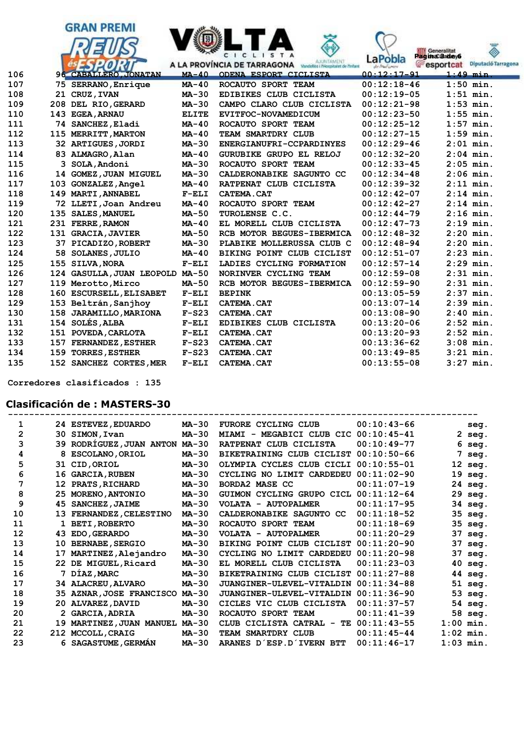| | | | | | | |
|---|---|---|---|---|---|---|
| 106 | 96 | CABALLERO,JONATAN | MA-40 | ODENA ESPORT CICLISTA | 00:12:17-91 | 1:49 min. |
| 107 | 75 | SERRANO,Enrique | MA-40 | ROCAUTO SPORT TEAM | 00:12:18-46 | 1:50 min. |
| 108 | 21 | CRUZ,IVAN | MA-30 | EDIBIKES CLUB CICLISTA | 00:12:19-05 | 1:51 min. |
| 109 | 208 | DEL RIO,GERARD | MA-30 | CAMPO CLARO CLUB CICLISTA | 00:12:21-98 | 1:53 min. |
| 110 | 143 | EGEA,ARNAU | ELITE | EVITFOC-NOVAMEDICUM | 00:12:23-50 | 1:55 min. |
| 111 | 74 | SANCHEZ,Eladi | MA-40 | ROCAUTO SPORT TEAM | 00:12:25-12 | 1:57 min. |
| 112 | 115 | MERRITT,MARTON | MA-40 | TEAM SMARTDRY CLUB | 00:12:27-15 | 1:59 min. |
| 113 | 32 | ARTIGUES,JORDI | MA-30 | ENERGIANUFRI-CCPARDINYES | 00:12:29-46 | 2:01 min. |
| 114 | 83 | ALMAGRO,Alan | MA-40 | GURUBIKE GRUPO EL RELOJ | 00:12:32-20 | 2:04 min. |
| 115 | 3 | SOLA,Andoni | MA-30 | ROCAUTO SPORT TEAM | 00:12:33-45 | 2:05 min. |
| 116 | 14 | GOMEZ,JUAN MIGUEL | MA-30 | CALDERONABIKE SAGUNTO CC | 00:12:34-48 | 2:06 min. |
| 117 | 103 | GONZALEZ,Angel | MA-40 | RATPENAT CLUB CICLISTA | 00:12:39-32 | 2:11 min. |
| 118 | 149 | MARTI,ANNABEL | F-ELI | CATEMA.CAT | 00:12:42-07 | 2:14 min. |
| 119 | 72 | LLETI,Joan Andreu | MA-40 | ROCAUTO SPORT TEAM | 00:12:42-27 | 2:14 min. |
| 120 | 135 | SALES,MANUEL | MA-50 | TUROLENSE C.C. | 00:12:44-79 | 2:16 min. |
| 121 | 231 | FERRE,RAMON | MA-40 | EL MORELL CLUB CICLISTA | 00:12:47-73 | 2:19 min. |
| 122 | 131 | GRACIA,JAVIER | MA-50 | RCB MOTOR BEGUES-IBERMICA | 00:12:48-32 | 2:20 min. |
| 123 | 37 | PICADIZO,ROBERT | MA-30 | PLABIKE MOLLERUSSA CLUB C | 00:12:48-94 | 2:20 min. |
| 124 | 58 | SOLANES,JULIO | MA-40 | BIKING POINT CLUB CICLIST | 00:12:51-07 | 2:23 min. |
| 125 | 155 | SILVA,NORA | F-ELI | LADIES CYCLING FORMATION | 00:12:57-14 | 2:29 min. |
| 126 | 124 | GASULLA,JUAN LEOPOLD | MA-50 | NORINVER CYCLING TEAM | 00:12:59-08 | 2:31 min. |
| 127 | 119 | Merotto,Mirco | MA-50 | RCB MOTOR BEGUES-IBERMICA | 00:12:59-90 | 2:31 min. |
| 128 | 160 | ESCURSELL,ELISABET | F-ELI | BEPINK | 00:13:05-59 | 2:37 min. |
| 129 | 153 | Beltrán,Sanjhoy | F-ELI | CATEMA.CAT | 00:13:07-14 | 2:39 min. |
| 130 | 158 | JARAMILLO,MARIONA | F-S23 | CATEMA.CAT | 00:13:08-90 | 2:40 min. |
| 131 | 154 | SOLÉS,ALBA | F-ELI | EDIBIKES CLUB CICLISTA | 00:13:20-06 | 2:52 min. |
| 132 | 151 | POVEDA,CARLOTA | F-ELI | CATEMA.CAT | 00:13:20-93 | 2:52 min. |
| 133 | 157 | FERNANDEZ,ESTHER | F-S23 | CATEMA.CAT | 00:13:36-62 | 3:08 min. |
| 134 | 159 | TORRES,ESTHER | F-S23 | CATEMA.CAT | 00:13:49-85 | 3:21 min. |
| 135 | 152 | SANCHEZ CORTES,MER | F-ELI | CATEMA.CAT | 00:13:55-08 | 3:27 min. |

Corredores clasificados : 135

## Clasificación de : MASTERS-30

| | | | | | | |
|---|---|---|---|---|---|---|
| 1 | 24 | ESTEVEZ,EDUARDO | MA-30 | FURORE CYCLING CLUB | 00:10:43-66 | seg. |
| 2 | 30 | SIMON,Ivan | MA-30 | MIAMI - MEGABICI CLUB CIC | 00:10:45-41 | 2 seg. |
| 3 | 39 | RODRÍGUEZ,JUAN ANTON | MA-30 | RATPENAT CLUB CICLISTA | 00:10:49-77 | 6 seg. |
| 4 | 8 | ESCOLANO,ORIOL | MA-30 | BIKETRAINING CLUB CICLIST | 00:10:50-66 | 7 seg. |
| 5 | 31 | CID,ORIOL | MA-30 | OLYMPIA CYCLES CLUB CICLI | 00:10:55-01 | 12 seg. |
| 6 | 16 | GARCIA,RUBEN | MA-30 | CYCLING NO LIMIT CARDEDEU | 00:11:02-90 | 19 seg. |
| 7 | 12 | PRATS,RICHARD | MA-30 | BORDA2 MASE CC | 00:11:07-19 | 24 seg. |
| 8 | 25 | MORENO,ANTONIO | MA-30 | GUIMON CYCLING GRUPO CICL | 00:11:12-64 | 29 seg. |
| 9 | 45 | SANCHEZ,JAIME | MA-30 | VOLATA - AUTOPALMER | 00:11:17-95 | 34 seg. |
| 10 | 13 | FERNANDEZ,CELESTINO | MA-30 | CALDERONABIKE SAGUNTO CC | 00:11:18-52 | 35 seg. |
| 11 | 1 | BETI,ROBERTO | MA-30 | ROCAUTO SPORT TEAM | 00:11:18-69 | 35 seg. |
| 12 | 43 | EDO,GERARDO | MA-30 | VOLATA - AUTOPALMER | 00:11:20-29 | 37 seg. |
| 13 | 10 | BERNABE,SERGIO | MA-30 | BIKING POINT CLUB CICLIST | 00:11:20-90 | 37 seg. |
| 14 | 17 | MARTINEZ,Alejandro | MA-30 | CYCLING NO LIMIT CARDEDEU | 00:11:20-98 | 37 seg. |
| 15 | 22 | DE MIGUEL,Ricard | MA-30 | EL MORELL CLUB CICLISTA | 00:11:23-03 | 40 seg. |
| 16 | 7 | DÍAZ,MARC | MA-30 | BIKETRAINING CLUB CICLIST | 00:11:27-88 | 44 seg. |
| 17 | 34 | ALACREU,ALVARO | MA-30 | JUANGINER-ULEVEL-VITALDIN | 00:11:34-88 | 51 seg. |
| 18 | 35 | AZNAR,JOSE FRANCISCO | MA-30 | JUANGINER-ULEVEL-VITALDIN | 00:11:36-90 | 53 seg. |
| 19 | 20 | ALVAREZ,DAVID | MA-30 | CICLES VIC CLUB CICLISTA | 00:11:37-57 | 54 seg. |
| 20 | 2 | GARCIA,ADRIA | MA-30 | ROCAUTO SPORT TEAM | 00:11:41-39 | 58 seg. |
| 21 | 19 | MARTINEZ,JUAN MANUEL | MA-30 | CLUB CICLISTA CATRAL - TE | 00:11:43-55 | 1:00 min. |
| 22 | 212 | MCCOLL,CRAIG | MA-30 | TEAM SMARTDRY CLUB | 00:11:45-44 | 1:02 min. |
| 23 | 6 | SAGASTUME,GERMÁN | MA-30 | ARANES D´ESP.D´IVERN BTT | 00:11:46-17 | 1:03 min. |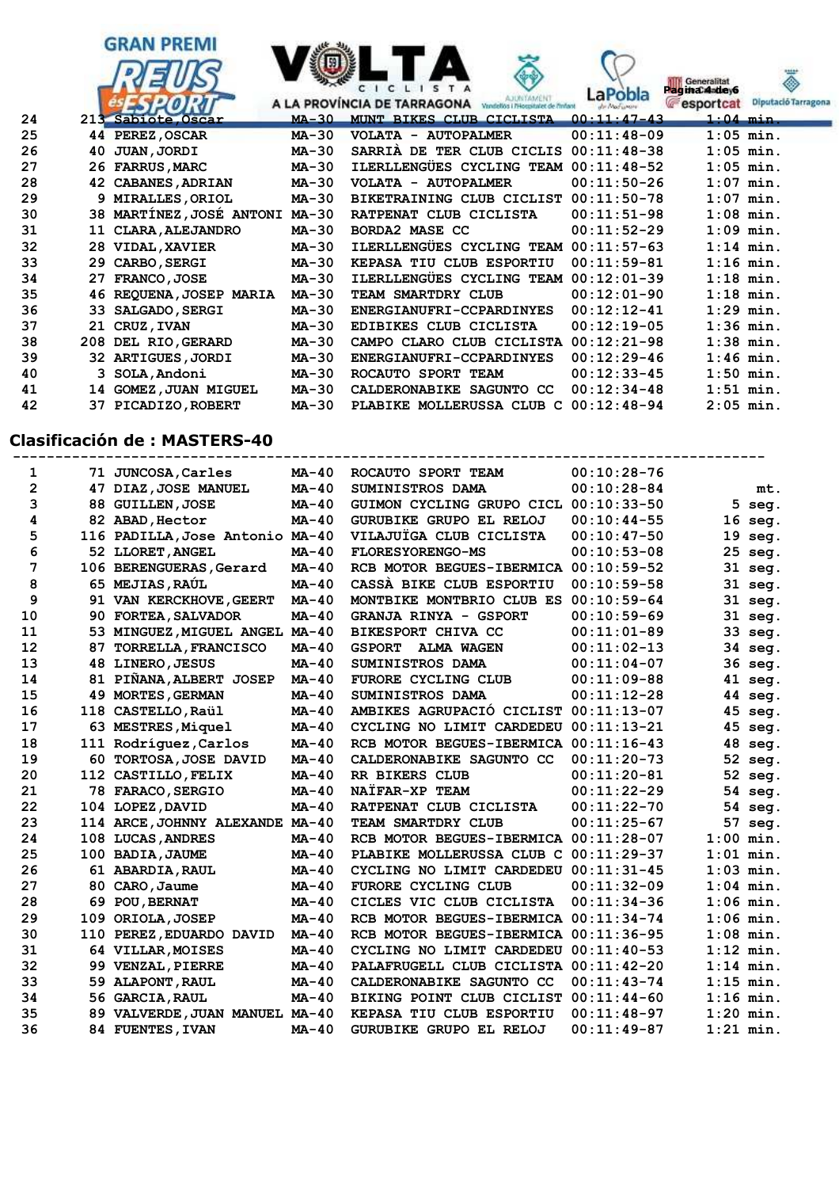| | | | | | | |
|---|---|---|---|---|---|---|
| 24 | 213 | Sabiote,Oscar | MA-30 | MUNT BIKES CLUB CICLISTA | 00:11:47-43 | 1:04 min. |
| 25 | 44 | PEREZ,OSCAR | MA-30 | VOLATA - AUTOPALMER | 00:11:48-09 | 1:05 min. |
| 26 | 40 | JUAN,JORDI | MA-30 | SARRIÀ DE TER CLUB CICLIS | 00:11:48-38 | 1:05 min. |
| 27 | 26 | FARRUS,MARC | MA-30 | ILERLLENGÜES CYCLING TEAM | 00:11:48-52 | 1:05 min. |
| 28 | 42 | CABANES,ADRIAN | MA-30 | VOLATA - AUTOPALMER | 00:11:50-26 | 1:07 min. |
| 29 | 9 | MIRALLES,ORIOL | MA-30 | BIKETRAINING CLUB CICLIST | 00:11:50-78 | 1:07 min. |
| 30 | 38 | MARTÍNEZ,JOSÉ ANTONI | MA-30 | RATPENAT CLUB CICLISTA | 00:11:51-98 | 1:08 min. |
| 31 | 11 | CLARA,ALEJANDRO | MA-30 | BORDA2 MASE CC | 00:11:52-29 | 1:09 min. |
| 32 | 28 | VIDAL,XAVIER | MA-30 | ILERLLENGÜES CYCLING TEAM | 00:11:57-63 | 1:14 min. |
| 33 | 29 | CARBO,SERGI | MA-30 | KEPASA TIU CLUB ESPORTIU | 00:11:59-81 | 1:16 min. |
| 34 | 27 | FRANCO,JOSE | MA-30 | ILERLLENGÜES CYCLING TEAM | 00:12:01-39 | 1:18 min. |
| 35 | 46 | REQUENA,JOSEP MARIA | MA-30 | TEAM SMARTDRY CLUB | 00:12:01-90 | 1:18 min. |
| 36 | 33 | SALGADO,SERGI | MA-30 | ENERGIANUFRI-CCPARDINYES | 00:12:12-41 | 1:29 min. |
| 37 | 21 | CRUZ,IVAN | MA-30 | EDIBIKES CLUB CICLISTA | 00:12:19-05 | 1:36 min. |
| 38 | 208 | DEL RIO,GERARD | MA-30 | CAMPO CLARO CLUB CICLISTA | 00:12:21-98 | 1:38 min. |
| 39 | 32 | ARTIGUES,JORDI | MA-30 | ENERGIANUFRI-CCPARDINYES | 00:12:29-46 | 1:46 min. |
| 40 | 3 | SOLA,Andoni | MA-30 | ROCAUTO SPORT TEAM | 00:12:33-45 | 1:50 min. |
| 41 | 14 | GOMEZ,JUAN MIGUEL | MA-30 | CALDERONABIKE SAGUNTO CC | 00:12:34-48 | 1:51 min. |
| 42 | 37 | PICADIZO,ROBERT | MA-30 | PLABIKE MOLLERUSSA CLUB C | 00:12:48-94 | 2:05 min. |

## Clasificación de : MASTERS-40

| | | | | | | |
|---|---|---|---|---|---|---|
| 1 | 71 | JUNCOSA,Carles | MA-40 | ROCAUTO SPORT TEAM | 00:10:28-76 | |
| 2 | 47 | DIAZ,JOSE MANUEL | MA-40 | SUMINISTROS DAMA | 00:10:28-84 | mt. |
| 3 | 88 | GUILLEN,JOSE | MA-40 | GUIMON CYCLING GRUPO CICL | 00:10:33-50 | 5 seg. |
| 4 | 82 | ABAD,Hector | MA-40 | GURUBIKE GRUPO EL RELOJ | 00:10:44-55 | 16 seg. |
| 5 | 116 | PADILLA,Jose Antonio | MA-40 | VILAJUÏGA CLUB CICLISTA | 00:10:47-50 | 19 seg. |
| 6 | 52 | LLORET,ANGEL | MA-40 | FLORESYORENGO-MS | 00:10:53-08 | 25 seg. |
| 7 | 106 | BERENGUERAS,Gerard | MA-40 | RCB MOTOR BEGUES-IBERMICA | 00:10:59-52 | 31 seg. |
| 8 | 65 | MEJIAS,RAÚL | MA-40 | CASSÀ BIKE CLUB ESPORTIU | 00:10:59-58 | 31 seg. |
| 9 | 91 | VAN KERCKHOVE,GEERT | MA-40 | MONTBIKE MONTBRIO CLUB ES | 00:10:59-64 | 31 seg. |
| 10 | 90 | FORTEA,SALVADOR | MA-40 | GRANJA RINYA - GSPORT | 00:10:59-69 | 31 seg. |
| 11 | 53 | MINGUEZ,MIGUEL ANGEL | MA-40 | BIKESPORT CHIVA CC | 00:11:01-89 | 33 seg. |
| 12 | 87 | TORRELLA,FRANCISCO | MA-40 | GSPORT ALMA WAGEN | 00:11:02-13 | 34 seg. |
| 13 | 48 | LINERO,JESUS | MA-40 | SUMINISTROS DAMA | 00:11:04-07 | 36 seg. |
| 14 | 81 | PIÑANA,ALBERT JOSEP | MA-40 | FURORE CYCLING CLUB | 00:11:09-88 | 41 seg. |
| 15 | 49 | MORTES,GERMAN | MA-40 | SUMINISTROS DAMA | 00:11:12-28 | 44 seg. |
| 16 | 118 | CASTELLO,Raül | MA-40 | AMBIKES AGRUPACIÓ CICLIST | 00:11:13-07 | 45 seg. |
| 17 | 63 | MESTRES,Miquel | MA-40 | CYCLING NO LIMIT CARDEDEU | 00:11:13-21 | 45 seg. |
| 18 | 111 | Rodríguez,Carlos | MA-40 | RCB MOTOR BEGUES-IBERMICA | 00:11:16-43 | 48 seg. |
| 19 | 60 | TORTOSA,JOSE DAVID | MA-40 | CALDERONABIKE SAGUNTO CC | 00:11:20-73 | 52 seg. |
| 20 | 112 | CASTILLO,FELIX | MA-40 | RR BIKERS CLUB | 00:11:20-81 | 52 seg. |
| 21 | 78 | FARACO,SERGIO | MA-40 | NAÏFAR-XP TEAM | 00:11:22-29 | 54 seg. |
| 22 | 104 | LOPEZ,DAVID | MA-40 | RATPENAT CLUB CICLISTA | 00:11:22-70 | 54 seg. |
| 23 | 114 | ARCE,JOHNNY ALEXANDE | MA-40 | TEAM SMARTDRY CLUB | 00:11:25-67 | 57 seg. |
| 24 | 108 | LUCAS,ANDRES | MA-40 | RCB MOTOR BEGUES-IBERMICA | 00:11:28-07 | 1:00 min. |
| 25 | 100 | BADIA,JAUME | MA-40 | PLABIKE MOLLERUSSA CLUB C | 00:11:29-37 | 1:01 min. |
| 26 | 61 | ABARDIA,RAUL | MA-40 | CYCLING NO LIMIT CARDEDEU | 00:11:31-45 | 1:03 min. |
| 27 | 80 | CARO,Jaume | MA-40 | FURORE CYCLING CLUB | 00:11:32-09 | 1:04 min. |
| 28 | 69 | POU,BERNAT | MA-40 | CICLES VIC CLUB CICLISTA | 00:11:34-36 | 1:06 min. |
| 29 | 109 | ORIOLA,JOSEP | MA-40 | RCB MOTOR BEGUES-IBERMICA | 00:11:34-74 | 1:06 min. |
| 30 | 110 | PEREZ,EDUARDO DAVID | MA-40 | RCB MOTOR BEGUES-IBERMICA | 00:11:36-95 | 1:08 min. |
| 31 | 64 | VILLAR,MOISES | MA-40 | CYCLING NO LIMIT CARDEDEU | 00:11:40-53 | 1:12 min. |
| 32 | 99 | VENZAL,PIERRE | MA-40 | PALAFRUGELL CLUB CICLISTA | 00:11:42-20 | 1:14 min. |
| 33 | 59 | ALAPONT,RAUL | MA-40 | CALDERONABIKE SAGUNTO CC | 00:11:43-74 | 1:15 min. |
| 34 | 56 | GARCIA,RAUL | MA-40 | BIKING POINT CLUB CICLIST | 00:11:44-60 | 1:16 min. |
| 35 | 89 | VALVERDE,JUAN MANUEL | MA-40 | KEPASA TIU CLUB ESPORTIU | 00:11:48-97 | 1:20 min. |
| 36 | 84 | FUENTES,IVAN | MA-40 | GURUBIKE GRUPO EL RELOJ | 00:11:49-87 | 1:21 min. |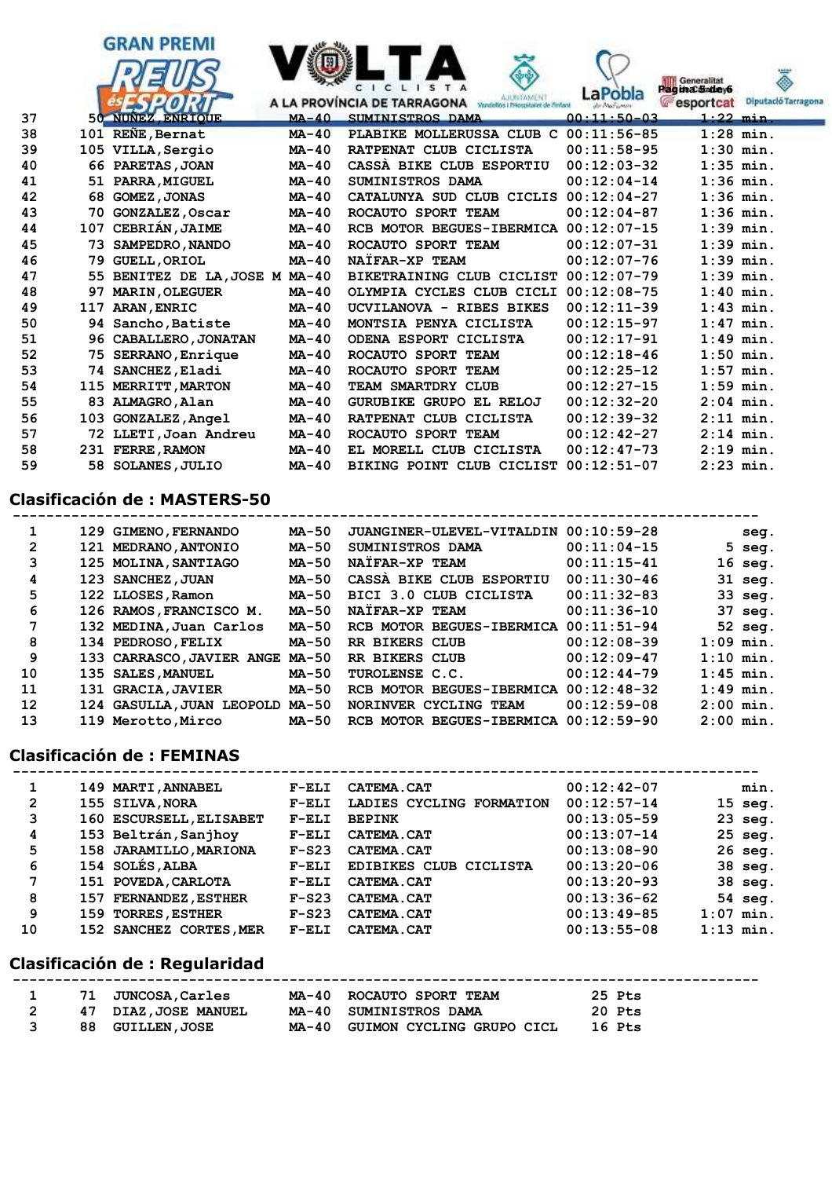| | | | | | | |
|---|---|---|---|---|---|---|
| 37 | 50 | NUÑEZ,ENRIQUE | MA-40 | SUMINISTROS DAMA | 00:11:50-03 | 1:22 min. |
| 38 | 101 | REÑE,Bernat | MA-40 | PLABIKE MOLLERUSSA CLUB C | 00:11:56-85 | 1:28 min. |
| 39 | 105 | VILLA,Sergio | MA-40 | RATPENAT CLUB CICLISTA | 00:11:58-95 | 1:30 min. |
| 40 | 66 | PARETAS,JOAN | MA-40 | CASSÀ BIKE CLUB ESPORTIU | 00:12:03-32 | 1:35 min. |
| 41 | 51 | PARRA,MIGUEL | MA-40 | SUMINISTROS DAMA | 00:12:04-14 | 1:36 min. |
| 42 | 68 | GOMEZ,JONAS | MA-40 | CATALUNYA SUD CLUB CICLIS | 00:12:04-27 | 1:36 min. |
| 43 | 70 | GONZALEZ,Oscar | MA-40 | ROCAUTO SPORT TEAM | 00:12:04-87 | 1:36 min. |
| 44 | 107 | CEBRIÁN,JAIME | MA-40 | RCB MOTOR BEGUES-IBERMICA | 00:12:07-15 | 1:39 min. |
| 45 | 73 | SAMPEDRO,NANDO | MA-40 | ROCAUTO SPORT TEAM | 00:12:07-31 | 1:39 min. |
| 46 | 79 | GUELL,ORIOL | MA-40 | NAÏFAR-XP TEAM | 00:12:07-76 | 1:39 min. |
| 47 | 55 | BENITEZ DE LA,JOSE M | MA-40 | BIKETRAINING CLUB CICLIST | 00:12:07-79 | 1:39 min. |
| 48 | 97 | MARIN,OLEGUER | MA-40 | OLYMPIA CYCLES CLUB CICLI | 00:12:08-75 | 1:40 min. |
| 49 | 117 | ARAN,ENRIC | MA-40 | UCVILANOVA - RIBES BIKES | 00:12:11-39 | 1:43 min. |
| 50 | 94 | Sancho,Batiste | MA-40 | MONTSIA PENYA CICLISTA | 00:12:15-97 | 1:47 min. |
| 51 | 96 | CABALLERO,JONATAN | MA-40 | ODENA ESPORT CICLISTA | 00:12:17-91 | 1:49 min. |
| 52 | 75 | SERRANO,Enrique | MA-40 | ROCAUTO SPORT TEAM | 00:12:18-46 | 1:50 min. |
| 53 | 74 | SANCHEZ,Eladi | MA-40 | ROCAUTO SPORT TEAM | 00:12:25-12 | 1:57 min. |
| 54 | 115 | MERRITT,MARTON | MA-40 | TEAM SMARTDRY CLUB | 00:12:27-15 | 1:59 min. |
| 55 | 83 | ALMAGRO,Alan | MA-40 | GURUBIKE GRUPO EL RELOJ | 00:12:32-20 | 2:04 min. |
| 56 | 103 | GONZALEZ,Angel | MA-40 | RATPENAT CLUB CICLISTA | 00:12:39-32 | 2:11 min. |
| 57 | 72 | LLETI,Joan Andreu | MA-40 | ROCAUTO SPORT TEAM | 00:12:42-27 | 2:14 min. |
| 58 | 231 | FERRE,RAMON | MA-40 | EL MORELL CLUB CICLISTA | 00:12:47-73 | 2:19 min. |
| 59 | 58 | SOLANES,JULIO | MA-40 | BIKING POINT CLUB CICLIST | 00:12:51-07 | 2:23 min. |

## Clasificación de : MASTERS-50

| | | | | | | |
|---|---|---|---|---|---|---|
| 1 | 129 | GIMENO,FERNANDO | MA-50 | JUANGINER-ULEVEL-VITALDIN | 00:10:59-28 | seg. |
| 2 | 121 | MEDRANO,ANTONIO | MA-50 | SUMINISTROS DAMA | 00:11:04-15 | 5 seg. |
| 3 | 125 | MOLINA,SANTIAGO | MA-50 | NAÏFAR-XP TEAM | 00:11:15-41 | 16 seg. |
| 4 | 123 | SANCHEZ,JUAN | MA-50 | CASSÀ BIKE CLUB ESPORTIU | 00:11:30-46 | 31 seg. |
| 5 | 122 | LLOSES,Ramon | MA-50 | BICI 3.0 CLUB CICLISTA | 00:11:32-83 | 33 seg. |
| 6 | 126 | RAMOS,FRANCISCO M. | MA-50 | NAÏFAR-XP TEAM | 00:11:36-10 | 37 seg. |
| 7 | 132 | MEDINA,Juan Carlos | MA-50 | RCB MOTOR BEGUES-IBERMICA | 00:11:51-94 | 52 seg. |
| 8 | 134 | PEDROSO,FELIX | MA-50 | RR BIKERS CLUB | 00:12:08-39 | 1:09 min. |
| 9 | 133 | CARRASCO,JAVIER ANGE | MA-50 | RR BIKERS CLUB | 00:12:09-47 | 1:10 min. |
| 10 | 135 | SALES,MANUEL | MA-50 | TUROLENSE C.C. | 00:12:44-79 | 1:45 min. |
| 11 | 131 | GRACIA,JAVIER | MA-50 | RCB MOTOR BEGUES-IBERMICA | 00:12:48-32 | 1:49 min. |
| 12 | 124 | GASULLA,JUAN LEOPOLD | MA-50 | NORINVER CYCLING TEAM | 00:12:59-08 | 2:00 min. |
| 13 | 119 | Merotto,Mirco | MA-50 | RCB MOTOR BEGUES-IBERMICA | 00:12:59-90 | 2:00 min. |

## Clasificación de : FEMINAS

| | | | | | | |
|---|---|---|---|---|---|---|
| 1 | 149 | MARTI,ANNABEL | F-ELI | CATEMA.CAT | 00:12:42-07 | min. |
| 2 | 155 | SILVA,NORA | F-ELI | LADIES CYCLING FORMATION | 00:12:57-14 | 15 seg. |
| 3 | 160 | ESCURSELL,ELISABET | F-ELI | BEPINK | 00:13:05-59 | 23 seg. |
| 4 | 153 | Beltrán,Sanjhoy | F-ELI | CATEMA.CAT | 00:13:07-14 | 25 seg. |
| 5 | 158 | JARAMILLO,MARIONA | F-S23 | CATEMA.CAT | 00:13:08-90 | 26 seg. |
| 6 | 154 | SOLÉS,ALBA | F-ELI | EDIBIKES CLUB CICLISTA | 00:13:20-06 | 38 seg. |
| 7 | 151 | POVEDA,CARLOTA | F-ELI | CATEMA.CAT | 00:13:20-93 | 38 seg. |
| 8 | 157 | FERNANDEZ,ESTHER | F-S23 | CATEMA.CAT | 00:13:36-62 | 54 seg. |
| 9 | 159 | TORRES,ESTHER | F-S23 | CATEMA.CAT | 00:13:49-85 | 1:07 min. |
| 10 | 152 | SANCHEZ CORTES,MER | F-ELI | CATEMA.CAT | 00:13:55-08 | 1:13 min. |

## Clasificación de : Regularidad

| | | | | | |
|---|---|---|---|---|---|
| 1 | 71 | JUNCOSA,Carles | MA-40 | ROCAUTO SPORT TEAM | 25 Pts |
| 2 | 47 | DIAZ,JOSE MANUEL | MA-40 | SUMINISTROS DAMA | 20 Pts |
| 3 | 88 | GUILLEN,JOSE | MA-40 | GUIMON CYCLING GRUPO CICL | 16 Pts |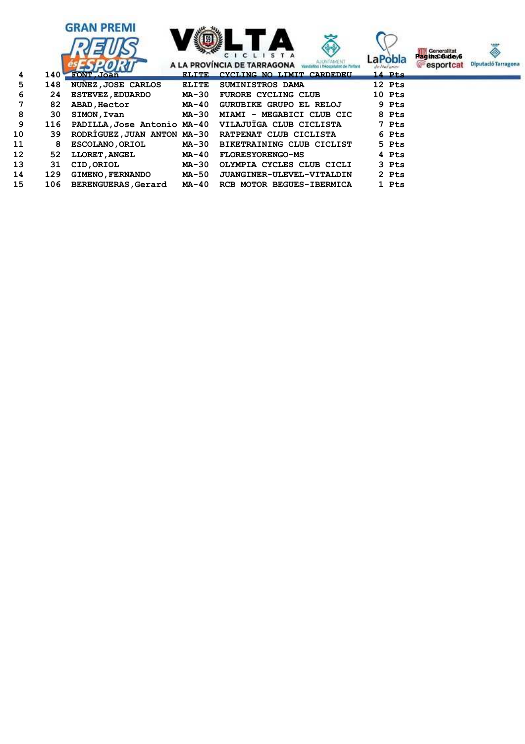| | | | | | |
|---|---|---|---|---|---|
| 4 | 140 | FONT, Joan | ELITE | CYCLING NO LIMIT CARDEDEU | 14 Pts |
| 5 | 148 | NUÑEZ, JOSE CARLOS | ELITE | SUMINISTROS DAMA | 12 Pts |
| 6 | 24 | ESTEVEZ, EDUARDO | MA-30 | FURORE CYCLING CLUB | 10 Pts |
| 7 | 82 | ABAD, Hector | MA-40 | GURUBIKE GRUPO EL RELOJ | 9 Pts |
| 8 | 30 | SIMON, Ivan | MA-30 | MIAMI - MEGABICI CLUB CIC | 8 Pts |
| 9 | 116 | PADILLA, Jose Antonio | MA-40 | VILAJUÏGA CLUB CICLISTA | 7 Pts |
| 10 | 39 | RODRÍGUEZ, JUAN ANTON | MA-30 | RATPENAT CLUB CICLISTA | 6 Pts |
| 11 | 8 | ESCOLANO, ORIOL | MA-30 | BIKETRAINING CLUB CICLIST | 5 Pts |
| 12 | 52 | LLORET, ANGEL | MA-40 | FLORESYORENGO-MS | 4 Pts |
| 13 | 31 | CID, ORIOL | MA-30 | OLYMPIA CYCLES CLUB CICLI | 3 Pts |
| 14 | 129 | GIMENO, FERNANDO | MA-50 | JUANGINER-ULEVEL-VITALDIN | 2 Pts |
| 15 | 106 | BERENGUERAS, Gerard | MA-40 | RCB MOTOR BEGUES-IBERMICA | 1 Pts |